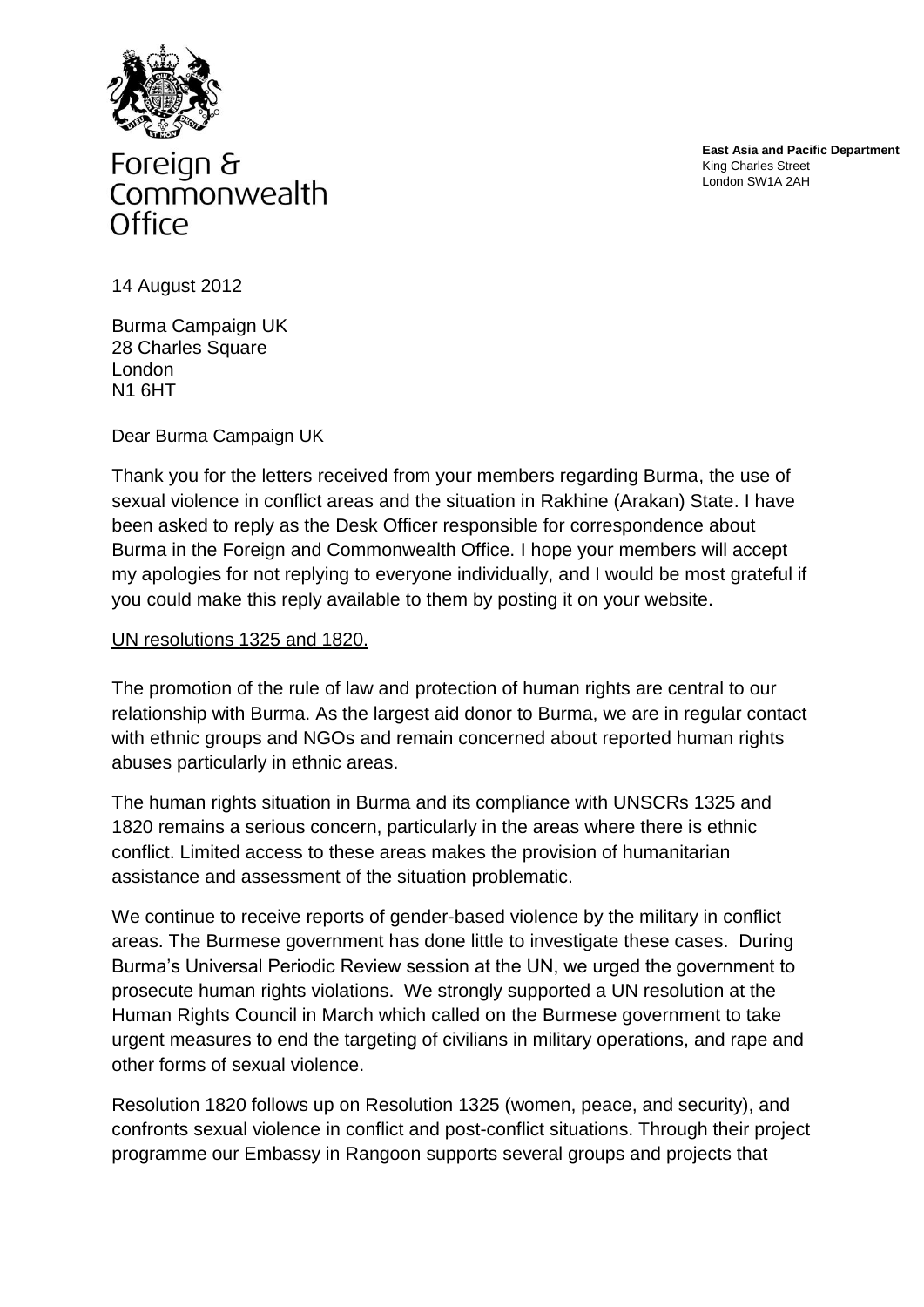Foreign & Commonwealth Office

**East Asia and Pacific Department**
King Charles Street
London SW1A 2AH

14 August 2012

Burma Campaign UK
28 Charles Square
London
N1 6HT

Dear Burma Campaign UK

Thank you for the letters received from your members regarding Burma, the use of sexual violence in conflict areas and the situation in Rakhine (Arakan) State. I have been asked to reply as the Desk Officer responsible for correspondence about Burma in the Foreign and Commonwealth Office. I hope your members will accept my apologies for not replying to everyone individually, and I would be most grateful if you could make this reply available to them by posting it on your website.

<u>UN resolutions 1325 and 1820.</u>

The promotion of the rule of law and protection of human rights are central to our relationship with Burma. As the largest aid donor to Burma, we are in regular contact with ethnic groups and NGOs and remain concerned about reported human rights abuses particularly in ethnic areas.

The human rights situation in Burma and its compliance with UNSCRs 1325 and 1820 remains a serious concern, particularly in the areas where there is ethnic conflict. Limited access to these areas makes the provision of humanitarian assistance and assessment of the situation problematic.

We continue to receive reports of gender-based violence by the military in conflict areas. The Burmese government has done little to investigate these cases. During Burma's Universal Periodic Review session at the UN, we urged the government to prosecute human rights violations. We strongly supported a UN resolution at the Human Rights Council in March which called on the Burmese government to take urgent measures to end the targeting of civilians in military operations, and rape and other forms of sexual violence.

Resolution 1820 follows up on Resolution 1325 (women, peace, and security), and confronts sexual violence in conflict and post-conflict situations. Through their project programme our Embassy in Rangoon supports several groups and projects that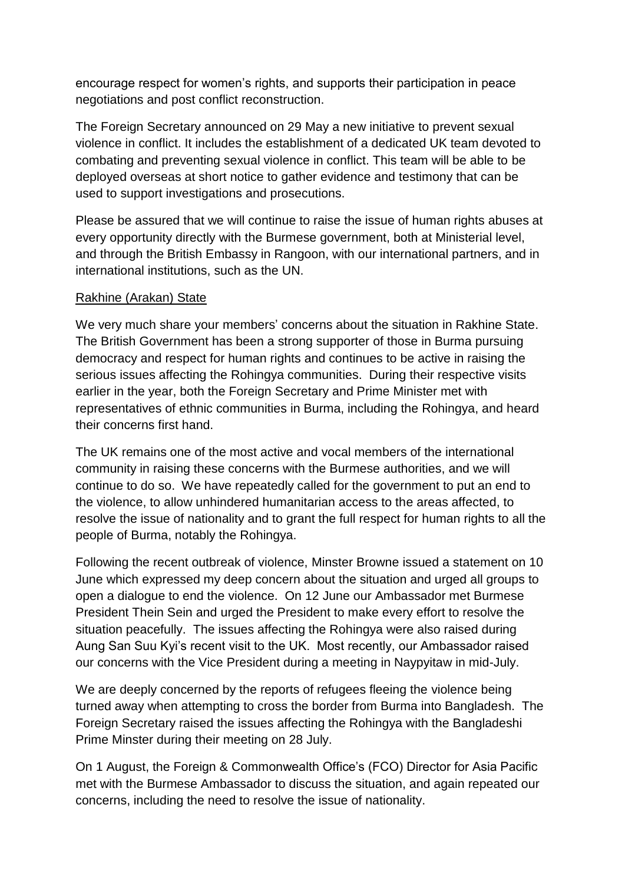encourage respect for women's rights, and supports their participation in peace negotiations and post conflict reconstruction.

The Foreign Secretary announced on 29 May a new initiative to prevent sexual violence in conflict. It includes the establishment of a dedicated UK team devoted to combating and preventing sexual violence in conflict. This team will be able to be deployed overseas at short notice to gather evidence and testimony that can be used to support investigations and prosecutions.

Please be assured that we will continue to raise the issue of human rights abuses at every opportunity directly with the Burmese government, both at Ministerial level, and through the British Embassy in Rangoon, with our international partners, and in international institutions, such as the UN.

<u>Rakhine (Arakan) State</u>

We very much share your members' concerns about the situation in Rakhine State. The British Government has been a strong supporter of those in Burma pursuing democracy and respect for human rights and continues to be active in raising the serious issues affecting the Rohingya communities. During their respective visits earlier in the year, both the Foreign Secretary and Prime Minister met with representatives of ethnic communities in Burma, including the Rohingya, and heard their concerns first hand.

The UK remains one of the most active and vocal members of the international community in raising these concerns with the Burmese authorities, and we will continue to do so. We have repeatedly called for the government to put an end to the violence, to allow unhindered humanitarian access to the areas affected, to resolve the issue of nationality and to grant the full respect for human rights to all the people of Burma, notably the Rohingya.

Following the recent outbreak of violence, Minster Browne issued a statement on 10 June which expressed my deep concern about the situation and urged all groups to open a dialogue to end the violence. On 12 June our Ambassador met Burmese President Thein Sein and urged the President to make every effort to resolve the situation peacefully. The issues affecting the Rohingya were also raised during Aung San Suu Kyi's recent visit to the UK. Most recently, our Ambassador raised our concerns with the Vice President during a meeting in Naypyitaw in mid-July.

We are deeply concerned by the reports of refugees fleeing the violence being turned away when attempting to cross the border from Burma into Bangladesh. The Foreign Secretary raised the issues affecting the Rohingya with the Bangladeshi Prime Minster during their meeting on 28 July.

On 1 August, the Foreign & Commonwealth Office's (FCO) Director for Asia Pacific met with the Burmese Ambassador to discuss the situation, and again repeated our concerns, including the need to resolve the issue of nationality.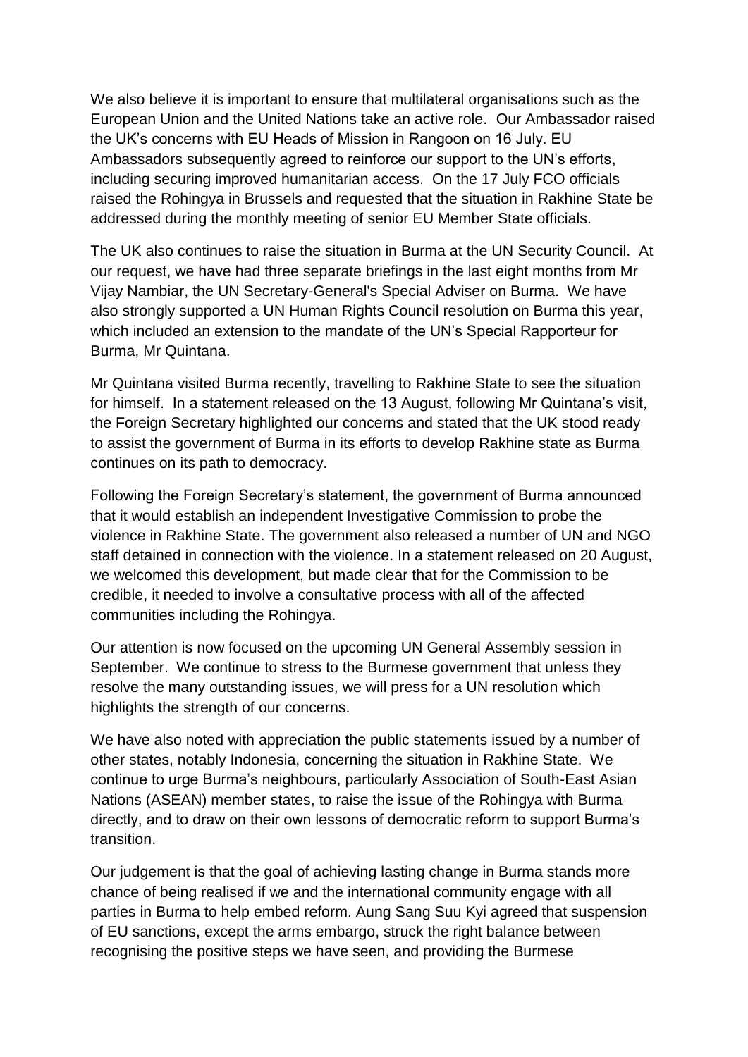We also believe it is important to ensure that multilateral organisations such as the European Union and the United Nations take an active role. Our Ambassador raised the UK's concerns with EU Heads of Mission in Rangoon on 16 July. EU Ambassadors subsequently agreed to reinforce our support to the UN's efforts, including securing improved humanitarian access. On the 17 July FCO officials raised the Rohingya in Brussels and requested that the situation in Rakhine State be addressed during the monthly meeting of senior EU Member State officials.

The UK also continues to raise the situation in Burma at the UN Security Council. At our request, we have had three separate briefings in the last eight months from Mr Vijay Nambiar, the UN Secretary-General's Special Adviser on Burma. We have also strongly supported a UN Human Rights Council resolution on Burma this year, which included an extension to the mandate of the UN's Special Rapporteur for Burma, Mr Quintana.

Mr Quintana visited Burma recently, travelling to Rakhine State to see the situation for himself. In a statement released on the 13 August, following Mr Quintana's visit, the Foreign Secretary highlighted our concerns and stated that the UK stood ready to assist the government of Burma in its efforts to develop Rakhine state as Burma continues on its path to democracy.

Following the Foreign Secretary's statement, the government of Burma announced that it would establish an independent Investigative Commission to probe the violence in Rakhine State. The government also released a number of UN and NGO staff detained in connection with the violence. In a statement released on 20 August, we welcomed this development, but made clear that for the Commission to be credible, it needed to involve a consultative process with all of the affected communities including the Rohingya.

Our attention is now focused on the upcoming UN General Assembly session in September. We continue to stress to the Burmese government that unless they resolve the many outstanding issues, we will press for a UN resolution which highlights the strength of our concerns.

We have also noted with appreciation the public statements issued by a number of other states, notably Indonesia, concerning the situation in Rakhine State. We continue to urge Burma's neighbours, particularly Association of South-East Asian Nations (ASEAN) member states, to raise the issue of the Rohingya with Burma directly, and to draw on their own lessons of democratic reform to support Burma's transition.

Our judgement is that the goal of achieving lasting change in Burma stands more chance of being realised if we and the international community engage with all parties in Burma to help embed reform. Aung Sang Suu Kyi agreed that suspension of EU sanctions, except the arms embargo, struck the right balance between recognising the positive steps we have seen, and providing the Burmese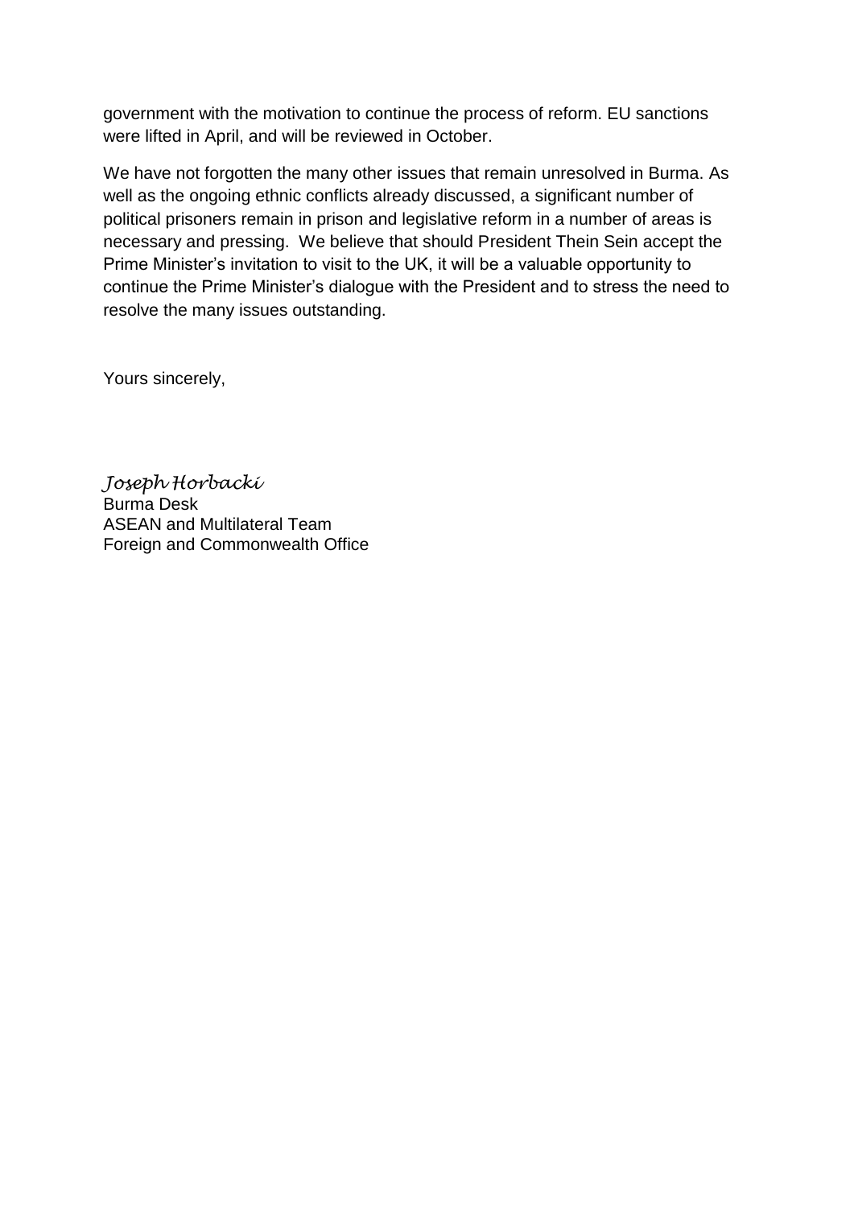government with the motivation to continue the process of reform. EU sanctions were lifted in April, and will be reviewed in October.

We have not forgotten the many other issues that remain unresolved in Burma. As well as the ongoing ethnic conflicts already discussed, a significant number of political prisoners remain in prison and legislative reform in a number of areas is necessary and pressing. We believe that should President Thein Sein accept the Prime Minister's invitation to visit to the UK, it will be a valuable opportunity to continue the Prime Minister's dialogue with the President and to stress the need to resolve the many issues outstanding.

Yours sincerely,

*Joseph Horbacki*
Burma Desk
ASEAN and Multilateral Team
Foreign and Commonwealth Office